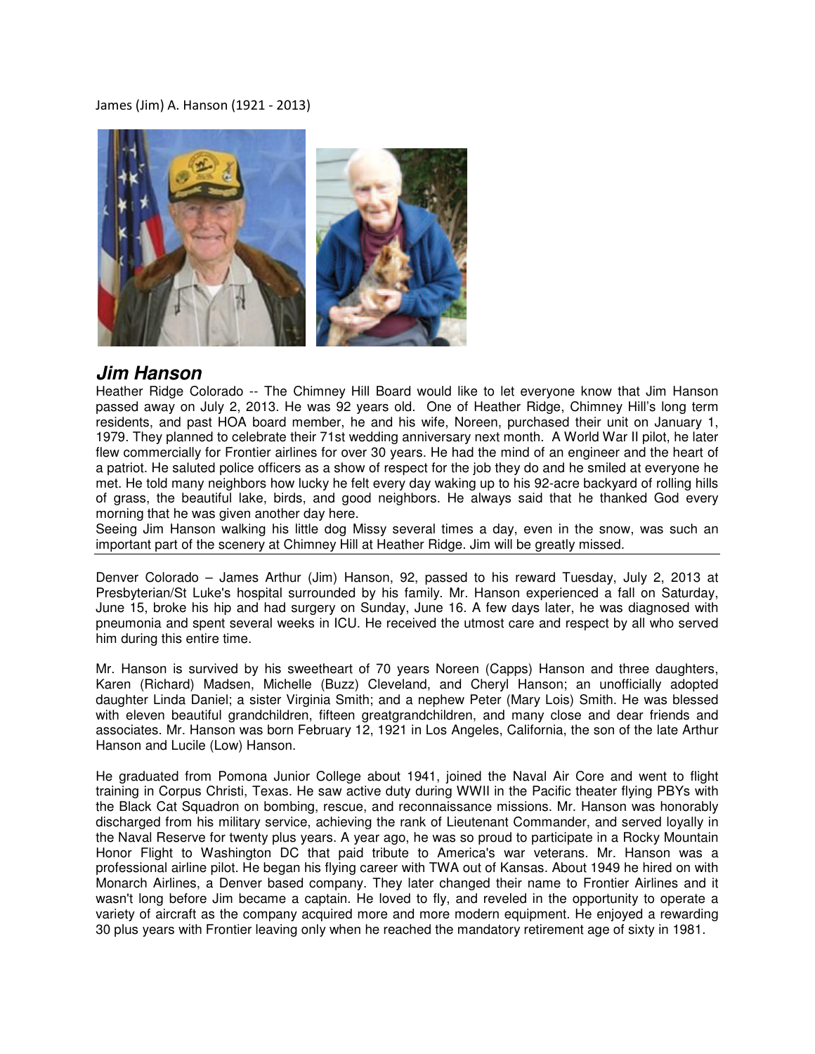James (Jim) A. Hanson (1921 - 2013)

## *Jim Hanson*

Heather Ridge Colorado -- The Chimney Hill Board would like to let everyone know that Jim Hanson passed away on July 2, 2013. He was 92 years old. One of Heather Ridge, Chimney Hill's long term residents, and past HOA board member, he and his wife, Noreen, purchased their unit on January 1, 1979. They planned to celebrate their 71st wedding anniversary next month. A World War II pilot, he later flew commercially for Frontier airlines for over 30 years. He had the mind of an engineer and the heart of a patriot. He saluted police officers as a show of respect for the job they do and he smiled at everyone he met. He told many neighbors how lucky he felt every day waking up to his 92-acre backyard of rolling hills of grass, the beautiful lake, birds, and good neighbors. He always said that he thanked God every morning that he was given another day here.

Seeing Jim Hanson walking his little dog Missy several times a day, even in the snow, was such an important part of the scenery at Chimney Hill at Heather Ridge. Jim will be greatly missed.

---

Denver Colorado – James Arthur (Jim) Hanson, 92, passed to his reward Tuesday, July 2, 2013 at Presbyterian/St Luke's hospital surrounded by his family. Mr. Hanson experienced a fall on Saturday, June 15, broke his hip and had surgery on Sunday, June 16. A few days later, he was diagnosed with pneumonia and spent several weeks in ICU. He received the utmost care and respect by all who served him during this entire time.

Mr. Hanson is survived by his sweetheart of 70 years Noreen (Capps) Hanson and three daughters, Karen (Richard) Madsen, Michelle (Buzz) Cleveland, and Cheryl Hanson; an unofficially adopted daughter Linda Daniel; a sister Virginia Smith; and a nephew Peter (Mary Lois) Smith. He was blessed with eleven beautiful grandchildren, fifteen greatgrandchildren, and many close and dear friends and associates. Mr. Hanson was born February 12, 1921 in Los Angeles, California, the son of the late Arthur Hanson and Lucile (Low) Hanson.

He graduated from Pomona Junior College about 1941, joined the Naval Air Core and went to flight training in Corpus Christi, Texas. He saw active duty during WWII in the Pacific theater flying PBYs with the Black Cat Squadron on bombing, rescue, and reconnaissance missions. Mr. Hanson was honorably discharged from his military service, achieving the rank of Lieutenant Commander, and served loyally in the Naval Reserve for twenty plus years. A year ago, he was so proud to participate in a Rocky Mountain Honor Flight to Washington DC that paid tribute to America's war veterans. Mr. Hanson was a professional airline pilot. He began his flying career with TWA out of Kansas. About 1949 he hired on with Monarch Airlines, a Denver based company. They later changed their name to Frontier Airlines and it wasn't long before Jim became a captain. He loved to fly, and reveled in the opportunity to operate a variety of aircraft as the company acquired more and more modern equipment. He enjoyed a rewarding 30 plus years with Frontier leaving only when he reached the mandatory retirement age of sixty in 1981.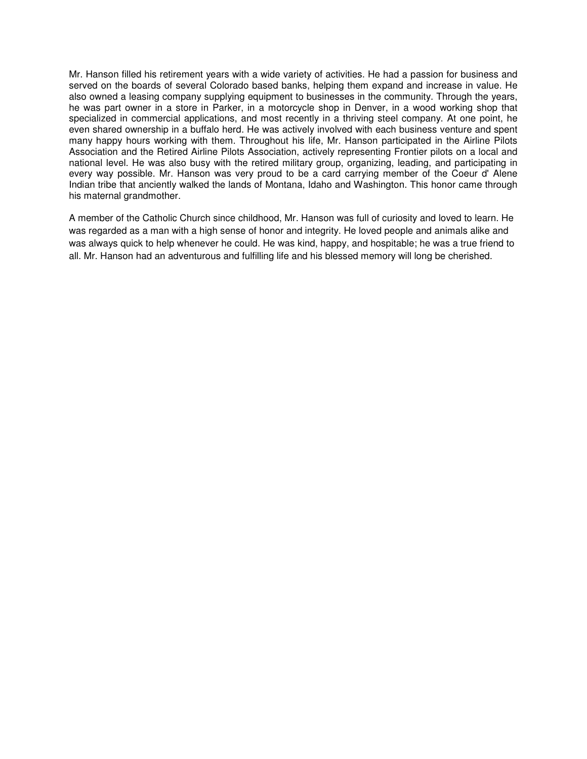Mr. Hanson filled his retirement years with a wide variety of activities. He had a passion for business and served on the boards of several Colorado based banks, helping them expand and increase in value. He also owned a leasing company supplying equipment to businesses in the community. Through the years, he was part owner in a store in Parker, in a motorcycle shop in Denver, in a wood working shop that specialized in commercial applications, and most recently in a thriving steel company. At one point, he even shared ownership in a buffalo herd. He was actively involved with each business venture and spent many happy hours working with them. Throughout his life, Mr. Hanson participated in the Airline Pilots Association and the Retired Airline Pilots Association, actively representing Frontier pilots on a local and national level. He was also busy with the retired military group, organizing, leading, and participating in every way possible. Mr. Hanson was very proud to be a card carrying member of the Coeur d' Alene Indian tribe that anciently walked the lands of Montana, Idaho and Washington. This honor came through his maternal grandmother.

A member of the Catholic Church since childhood, Mr. Hanson was full of curiosity and loved to learn. He was regarded as a man with a high sense of honor and integrity. He loved people and animals alike and was always quick to help whenever he could. He was kind, happy, and hospitable; he was a true friend to all. Mr. Hanson had an adventurous and fulfilling life and his blessed memory will long be cherished.